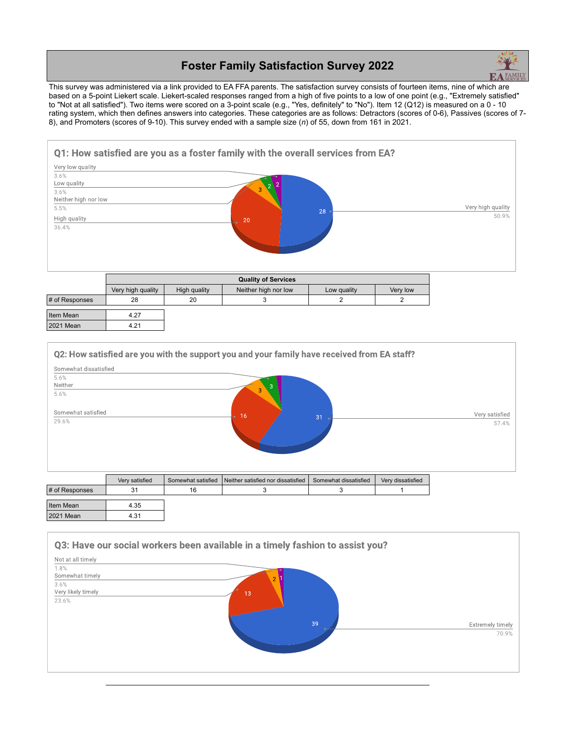# Foster Family Satisfaction Survey 2022

This survey was administered via a link provided to EA FFA parents. The satisfaction survey consists of fourteen items, nine of which are based on a 5-point Liekert scale. Liekert-scaled responses ranged from a high of five points to a low of one point (e.g., "Extremely satisfied" to "Not at all satisfied"). Two items were scored on a 3-point scale (e.g., "Yes, definitely" to "No"). Item 12 (Q12) is measured on a 0 - 10 rating system, which then defines answers into categories. These categories are as follows: Detractors (scores of 0-6), Passives (scores of 7-8), and Promoters (scores of 9-10). This survey ended with a sample size (*n*) of 55, down from 161 in 2021.

## Q1: How satisfied are you as a foster family with the overall services from EA?

- Very high quality: 28 (50.9%)
- High quality: 20 (36.4%)
- Neither high nor low: 3 (5.5%)
- Low quality: 2 (3.6%)
- Very low quality: 2 (3.6%)

| | Quality of Services | | | | |
|---|---|---|---|---|---|
| | Very high quality | High quality | Neither high nor low | Low quality | Very low |
| # of Responses | 28 | 20 | 3 | 2 | 2 |

| | |
|---|---|
| Item Mean | 4.27 |
| 2021 Mean | 4.21 |

## Q2: How satisfied are you with the support you and your family have received from EA staff?

- Very satisfied: 31 (57.4%)
- Somewhat satisfied: 16 (29.6%)
- Neither: 3 (5.6%)
- Somewhat dissatisfied: 3 (5.6%)

| | Very satisfied | Somewhat satisfied | Neither satisfied nor dissatisfied | Somewhat dissatisfied | Very dissatisfied |
|---|---|---|---|---|---|
| # of Responses | 31 | 16 | 3 | 3 | 1 |

| | |
|---|---|
| Item Mean | 4.35 |
| 2021 Mean | 4.31 |

## Q3: Have our social workers been available in a timely fashion to assist you?

- Extremely timely: 39 (70.9%)
- Very likely timely: 13 (23.6%)
- Somewhat timely: 2 (3.6%)
- Not at all timely: 1 (1.8%)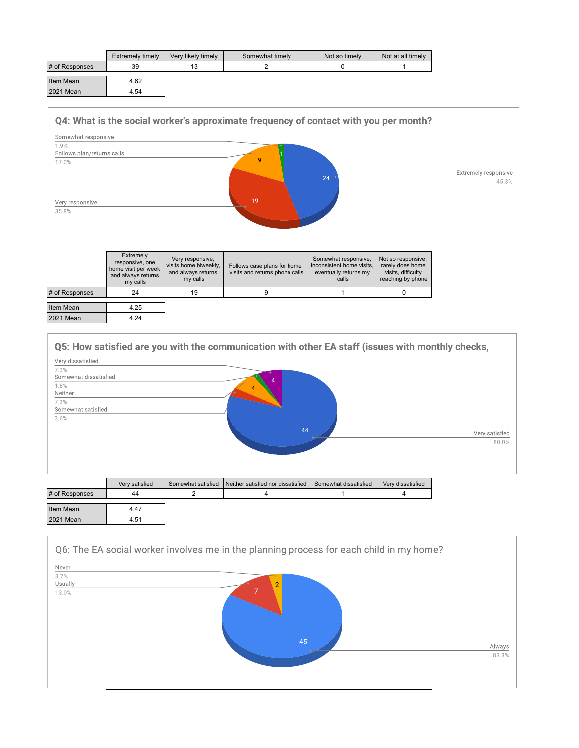| | Extremely timely | Very likely timely | Somewhat timely | Not so timely | Not at all timely |
|---|---|---|---|---|---|
| # of Responses | 39 | 13 | 2 | 0 | 1 |

| | |
|---|---|
| Item Mean | 4.62 |
| 2021 Mean | 4.54 |

## Q4: What is the social worker's approximate frequency of contact with you per month?

Somewhat responsive 1.9%
Follows plan/returns calls 17.0%
Very responsive 35.8%
Extremely responsive 45.3%

| | Extremely responsive, one home visit per week and always returns my calls | Very responsive, visits home biweekly, and always returns my calls | Follows case plans for home visits and returns phone calls | Somewhat responsive, inconsistent home visits, eventually returns my calls | Not so responsive, rarely does home visits, difficulty reaching by phone |
|---|---|---|---|---|---|
| # of Responses | 24 | 19 | 9 | 1 | 0 |

| | |
|---|---|
| Item Mean | 4.25 |
| 2021 Mean | 4.24 |

## Q5: How satisfied are you with the communication with other EA staff (issues with monthly checks,

Very dissatisfied 7.3%
Somewhat dissatisfied 1.8%
Neither 7.3%
Somewhat satisfied 3.6%
Very satisfied 80.0%

| | Very satisfied | Somewhat satisfied | Neither satisfied nor dissatisfied | Somewhat dissatisfied | Very dissatisfied |
|---|---|---|---|---|---|
| # of Responses | 44 | 2 | 4 | 1 | 4 |

| | |
|---|---|
| Item Mean | 4.47 |
| 2021 Mean | 4.51 |

## Q6: The EA social worker involves me in the planning process for each child in my home?

Never 3.7%
Usually 13.0%
Always 83.3%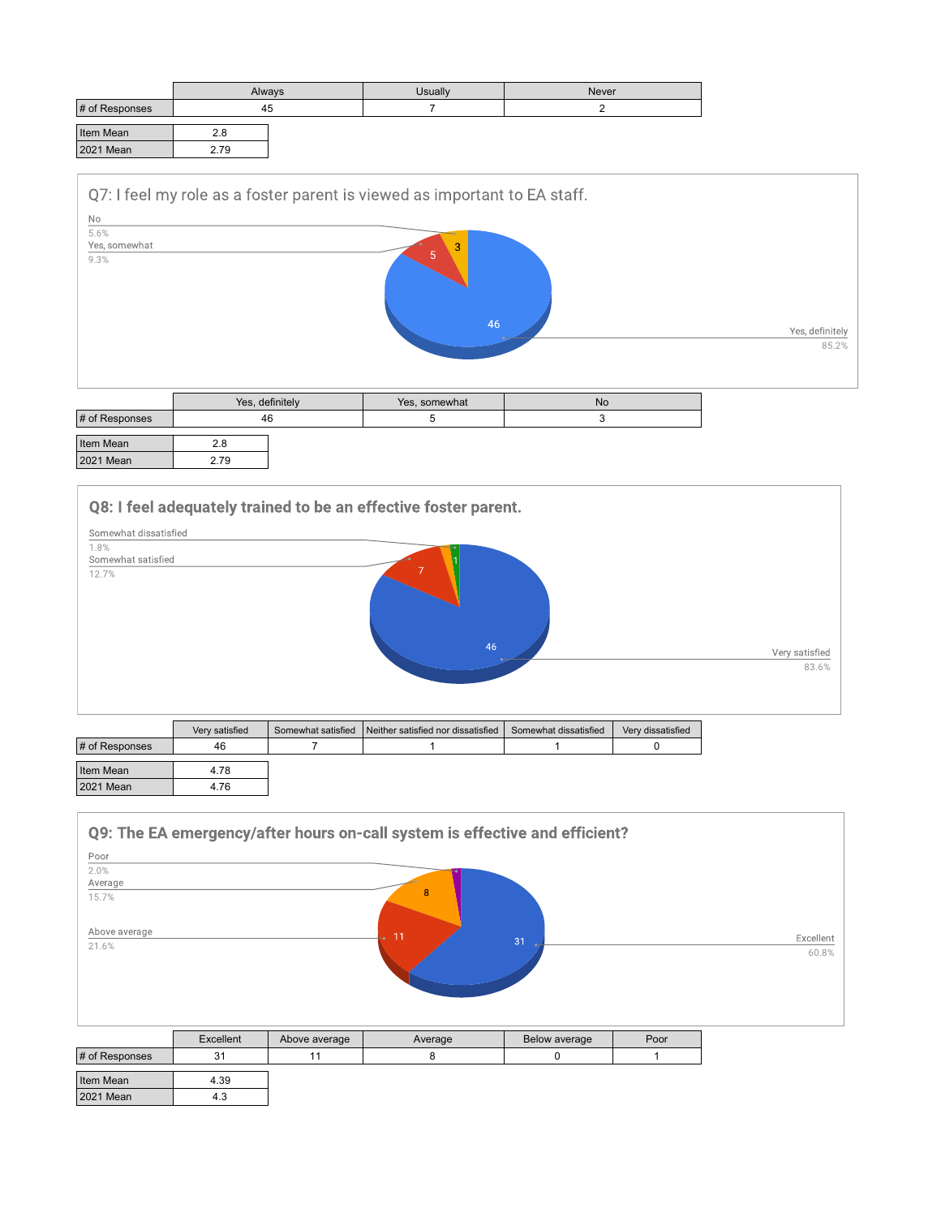| | Always | Usually | Never |
|---|---|---|---|
| # of Responses | 45 | 7 | 2 |

| | |
|---|---|
| Item Mean | 2.8 |
| 2021 Mean | 2.79 |

## Q7: I feel my role as a foster parent is viewed as important to EA staff.

No 5.6%
Yes, somewhat 9.3%
Yes, definitely 85.2%

| | Yes, definitely | Yes, somewhat | No |
|---|---|---|---|
| # of Responses | 46 | 5 | 3 |

| | |
|---|---|
| Item Mean | 2.8 |
| 2021 Mean | 2.79 |

## Q8: I feel adequately trained to be an effective foster parent.

Somewhat dissatisfied 1.8%
Somewhat satisfied 12.7%
Very satisfied 83.6%

| | Very satisfied | Somewhat satisfied | Neither satisfied nor dissatisfied | Somewhat dissatisfied | Very dissatisfied |
|---|---|---|---|---|---|
| # of Responses | 46 | 7 | 1 | 1 | 0 |

| | |
|---|---|
| Item Mean | 4.78 |
| 2021 Mean | 4.76 |

## Q9: The EA emergency/after hours on-call system is effective and efficient?

Poor 2.0%
Average 15.7%
Above average 21.6%
Excellent 60.8%

| | Excellent | Above average | Average | Below average | Poor |
|---|---|---|---|---|---|
| # of Responses | 31 | 11 | 8 | 0 | 1 |

| | |
|---|---|
| Item Mean | 4.39 |
| 2021 Mean | 4.3 |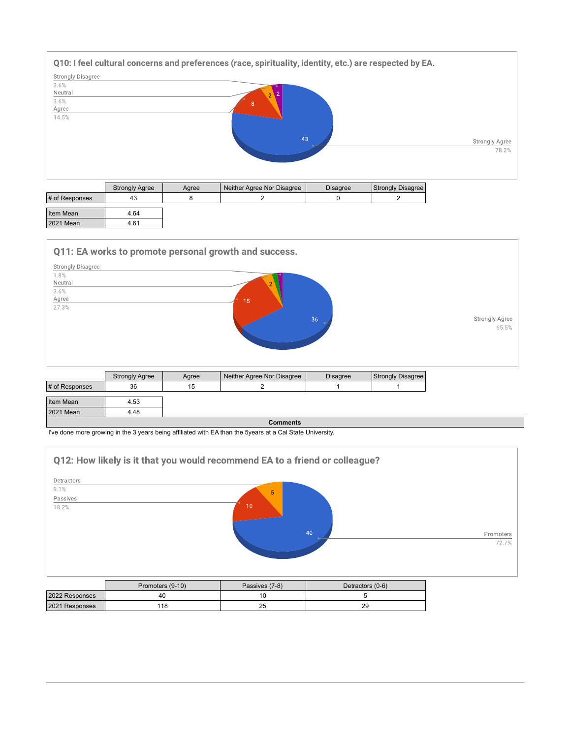## Q10: I feel cultural concerns and preferences (race, spirituality, identity, etc.) are respected by EA.

Strongly Disagree 3.6%
Neutral 3.6%
Agree 14.5%
Strongly Agree 78.2%

| | Strongly Agree | Agree | Neither Agree Nor Disagree | Disagree | Strongly Disagree |
|---|---|---|---|---|---|
| # of Responses | 43 | 8 | 2 | 0 | 2 |

| | |
|---|---|
| Item Mean | 4.64 |
| 2021 Mean | 4.61 |

## Q11: EA works to promote personal growth and success.

Strongly Disagree 1.8%
Neutral 3.6%
Agree 27.3%
Strongly Agree 65.5%

| | Strongly Agree | Agree | Neither Agree Nor Disagree | Disagree | Strongly Disagree |
|---|---|---|---|---|---|
| # of Responses | 36 | 15 | 2 | 1 | 1 |

| | |
|---|---|
| Item Mean | 4.53 |
| 2021 Mean | 4.48 |

**Comments**

I've done more growing in the 3 years being affiliated with EA than the 5years at a Cal State University.

## Q12: How likely is it that you would recommend EA to a friend or colleague?

Detractors 9.1%
Passives 18.2%
Promoters 72.7%

| | Promoters (9-10) | Passives (7-8) | Detractors (0-6) |
|---|---|---|---|
| 2022 Responses | 40 | 10 | 5 |
| 2021 Responses | 118 | 25 | 29 |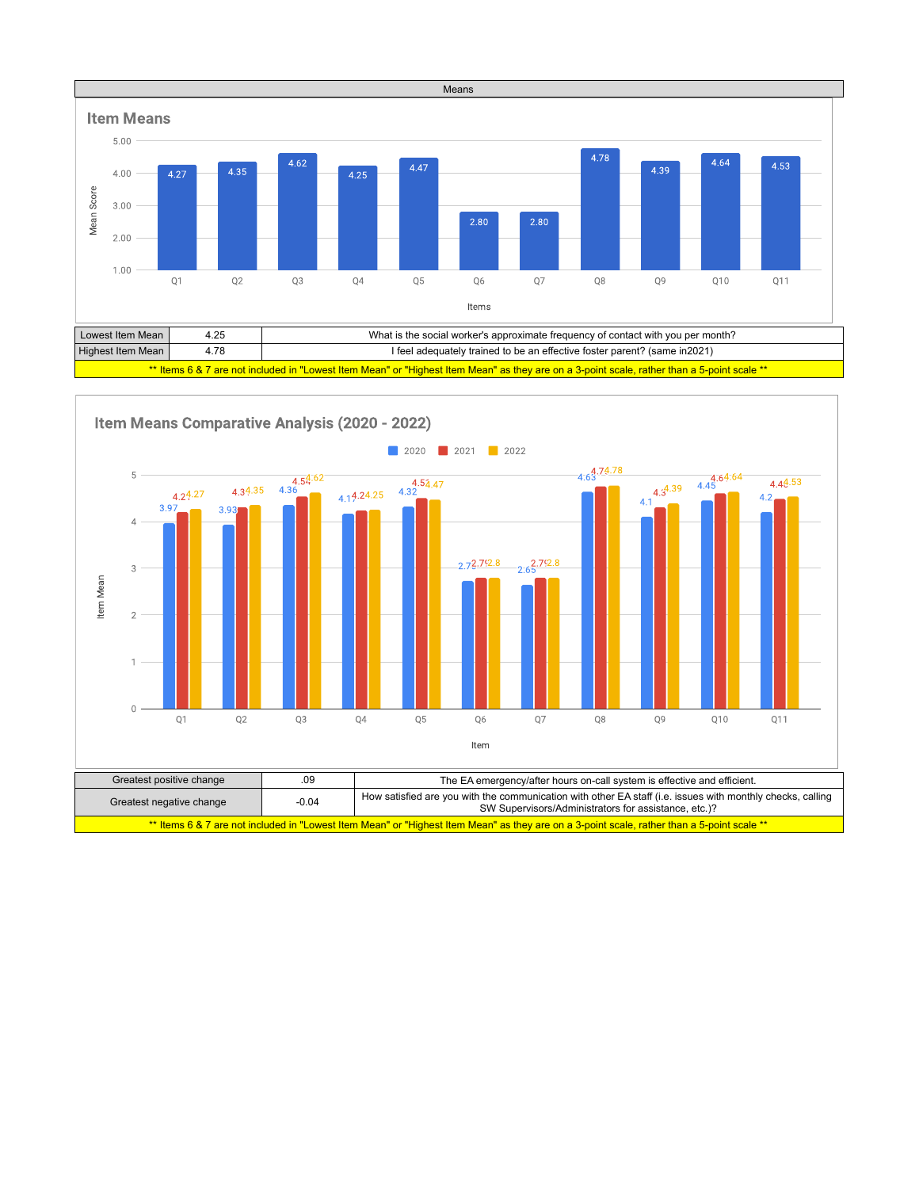Means

Item Means

Mean Score

5.00
4.00
3.00
2.00
1.00

4.27 4.35 4.62 4.25 4.47 2.80 2.80 4.78 4.39 4.64 4.53

Q1 Q2 Q3 Q4 Q5 Q6 Q7 Q8 Q9 Q10 Q11

Items

| | | |
|---|---|---|
| Lowest Item Mean | 4.25 | What is the social worker's approximate frequency of contact with you per month? |
| Highest Item Mean | 4.78 | I feel adequately trained to be an effective foster parent? (same in2021) |
| ** Items 6 & 7 are not included in "Lowest Item Mean" or "Highest Item Mean" as they are on a 3-point scale, rather than a 5-point scale ** | | |

Item Means Comparative Analysis (2020 - 2022)

2020 2021 2022

Item Mean

5
4
3
2
1
0

3.97 4.21 4.27
3.93 4.31 4.35
4.36 4.54 4.62
4.17 4.24 4.25
4.32 4.51 4.47
2.73 2.79 2.8
2.65 2.79 2.8
4.63 4.74 4.78
4.1 4.3 4.39
4.45 4.6 4.64
4.2 4.48 4.53

Q1 Q2 Q3 Q4 Q5 Q6 Q7 Q8 Q9 Q10 Q11

Item

| | | |
|---|---|---|
| Greatest positive change | .09 | The EA emergency/after hours on-call system is effective and efficient. |
| Greatest negative change | -0.04 | How satisfied are you with the communication with other EA staff (i.e. issues with monthly checks, calling SW Supervisors/Administrators for assistance, etc.)? |
| ** Items 6 & 7 are not included in "Lowest Item Mean" or "Highest Item Mean" as they are on a 3-point scale, rather than a 5-point scale ** | | |